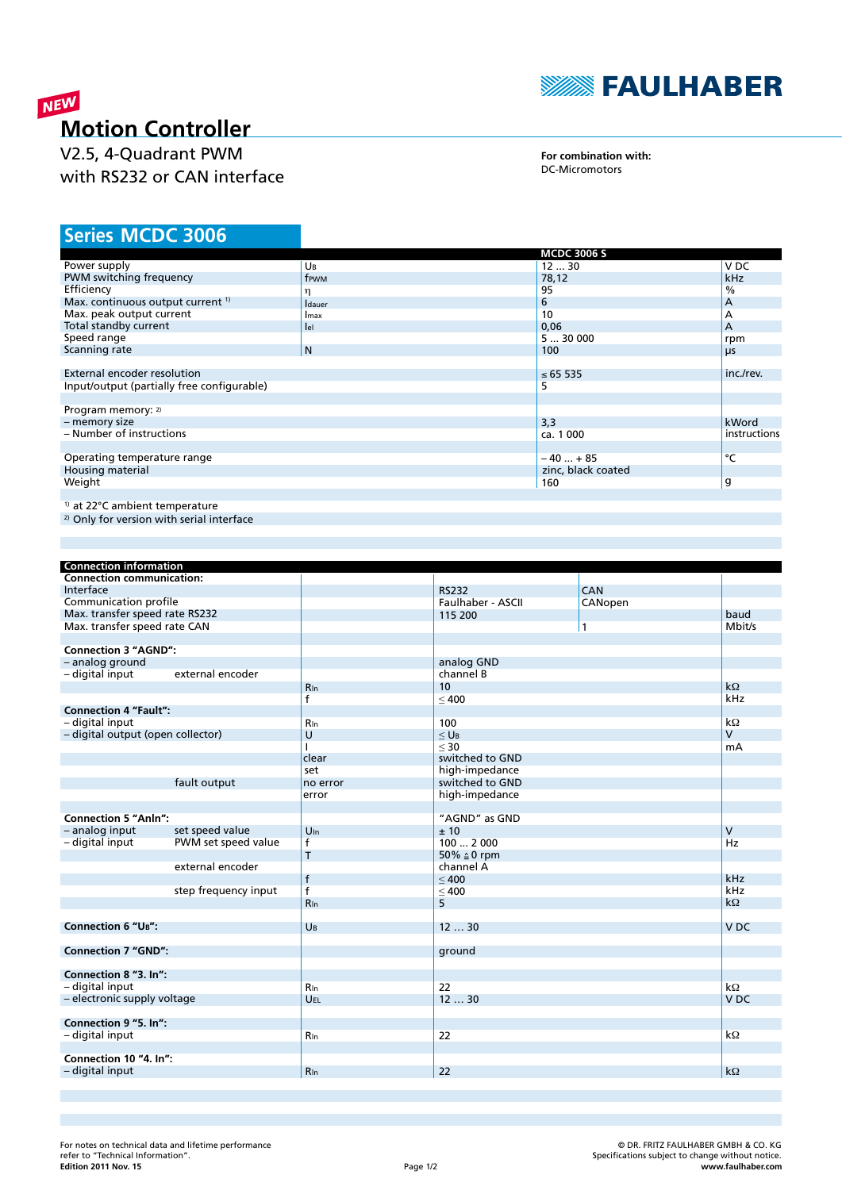NEW

# Motion Controller

V2.5, 4-Quadrant PWM
with RS232 or CAN interface

**For combination with:**
DC-Micromotors

## Series MCDC 3006

| | | MCDC 3006 S | |
|---|---|---|---|
| Power supply | $U_B$ | 12 … 30 | V DC |
| PWM switching frequency | $f_{PWM}$ | 78,12 | kHz |
| Efficiency | $\eta$ | 95 | % |
| Max. continuous output current [1] | $I_{dauer}$ | 6 | A |
| Max. peak output current | $I_{max}$ | 10 | A |
| Total standby current | $I_{el}$ | 0,06 | A |
| Speed range | | 5 … 30 000 | rpm |
| Scanning rate | N | 100 | µs |
| | | | |
| External encoder resolution | | ≤ 65 535 | inc./rev. |
| Input/output (partially free configurable) | | 5 | |
| | | | |
| Program memory: [2] | | | |
| – memory size | | 3,3 | kWord |
| – Number of instructions | | ca. 1 000 | instructions |
| | | | |
| Operating temperature range | | – 40 … + 85 | °C |
| Housing material | | zinc, black coated | |
| Weight | | 160 | g |

[1] at 22°C ambient temperature
[2] Only for version with serial interface

| Connection information | | | | | |
|---|---|---|---|---|---|
| **Connection communication:** | | | | | |
| Interface | | | RS232 | CAN | |
| Communication profile | | | Faulhaber - ASCII | CANopen | |
| Max. transfer speed rate RS232 | | | 115 200 | | baud |
| Max. transfer speed rate CAN | | | | 1 | Mbit/s |
| | | | | | |
| **Connection 3 "AGND":** | | | | | |
| – analog ground | | | analog GND | | |
| – digital input | external encoder | | channel B | | |
| | | $R_{In}$ | 10 | | kΩ |
| | | f | ≤ 400 | | kHz |
| **Connection 4 "Fault":** | | | | | |
| – digital input | | $R_{In}$ | 100 | | kΩ |
| – digital output (open collector) | | U | ≤ $U_B$ | | V |
| | | I | ≤ 30 | | mA |
| | | clear | switched to GND | | |
| | | set | high-impedance | | |
| | fault output | no error | switched to GND | | |
| | | error | high-impedance | | |
| | | | | | |
| **Connection 5 "AnIn":** | | | "AGND" as GND | | |
| – analog input | set speed value | $U_{In}$ | ± 10 | | V |
| – digital input | PWM set speed value | f | 100 … 2 000 | | Hz |
| | | T | 50% ≙ 0 rpm | | |
| | external encoder | | channel A | | |
| | | f | ≤ 400 | | kHz |
| | step frequency input | f | ≤ 400 | | kHz |
| | | $R_{In}$ | 5 | | kΩ |
| | | | | | |
| **Connection 6 "$U_B$":** | | $U_B$ | 12 … 30 | | V DC |
| | | | | | |
| **Connection 7 "GND":** | | | ground | | |
| | | | | | |
| **Connection 8 "3. In":** | | | | | |
| – digital input | | $R_{In}$ | 22 | | kΩ |
| – electronic supply voltage | | $U_{EL}$ | 12 … 30 | | V DC |
| | | | | | |
| **Connection 9 "5. In":** | | | | | |
| – digital input | | $R_{In}$ | 22 | | kΩ |
| | | | | | |
| **Connection 10 "4. In":** | | | | | |
| – digital input | | $R_{In}$ | 22 | | kΩ |

For notes on technical data and lifetime performance refer to "Technical Information".
**Edition 2011 Nov. 15**

© DR. FRITZ FAULHABER GMBH & CO. KG
Specifications subject to change without notice.
**www.faulhaber.com**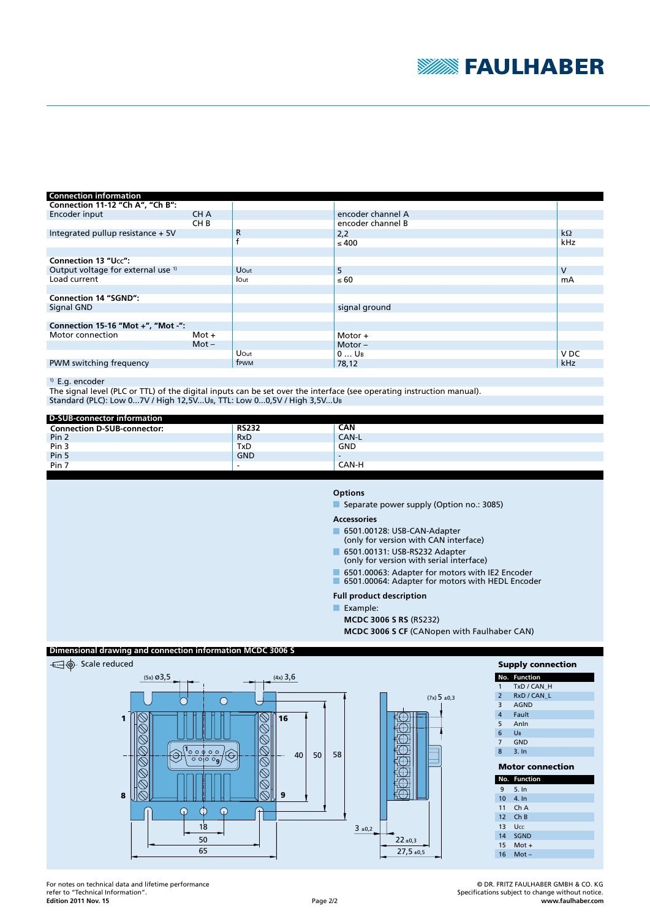## Connection information

| | | | | |
|---|---|---|---|---|
| **Connection 11-12 "Ch A", "Ch B":** | | | | |
| Encoder input | CH A | | encoder channel A | |
| | CH B | | encoder channel B | |
| Integrated pullup resistance + 5V | | R | 2,2 | kΩ |
| | | f | ≤ 400 | kHz |
| | | | | |
| **Connection 13 "$U_{CC}$":** | | | | |
| Output voltage for external use [1] | | $U_{Out}$ | 5 | V |
| Load current | | $I_{Out}$ | ≤ 60 | mA |
| | | | | |
| **Connection 14 "SGND":** | | | | |
| Signal GND | | | signal ground | |
| | | | | |
| **Connection 15-16 "Mot +", "Mot -":** | | | | |
| Motor connection | Mot + | | Motor + | |
| | Mot – | | Motor – | |
| | | $U_{Out}$ | 0 … $U_B$ | V DC |
| PWM switching frequency | | $f_{PWM}$ | 78,12 | kHz |

[1] E.g. encoder

The signal level (PLC or TTL) of the digital inputs can be set over the interface (see operating instruction manual).
Standard (PLC): Low 0...7V / High 12,5V...$U_B$, TTL: Low 0...0,5V / High 3,5V...$U_B$

## D-SUB-connector information

| Connection D-SUB-connector: | RS232 | CAN |
|---|---|---|
| Pin 2 | RxD | CAN-L |
| Pin 3 | TxD | GND |
| Pin 5 | GND | - |
| Pin 7 | - | CAN-H |

**Options**

- Separate power supply (Option no.: 3085)

**Accessories**

- 6501.00128: USB-CAN-Adapter (only for version with CAN interface)
- 6501.00131: USB-RS232 Adapter (only for version with serial interface)
- 6501.00063: Adapter for motors with IE2 Encoder
- 6501.00064: Adapter for motors with HEDL Encoder

**Full product description**

- Example:
  **MCDC 3006 S RS** (RS232)
  **MCDC 3006 S CF** (CANopen with Faulhaber CAN)

## Dimensional drawing and connection information MCDC 3006 S

Scale reduced

(5x) ø3,5
(4x) 3,6
(7x) 5 ±0,3
1
8
16
9
40
50
58
18
50
65
3 ±0,2
22 ±0,3
27,5 ±0,5

**Supply connection**

| No. | Function |
|---|---|
| 1 | TxD / CAN_H |
| 2 | RxD / CAN_L |
| 3 | AGND |
| 4 | Fault |
| 5 | AnIn |
| 6 | $U_B$ |
| 7 | GND |
| 8 | 3. In |

**Motor connection**

| No. | Function |
|---|---|
| 9 | 5. In |
| 10 | 4. In |
| 11 | Ch A |
| 12 | Ch B |
| 13 | $U_{CC}$ |
| 14 | SGND |
| 15 | Mot + |
| 16 | Mot – |

For notes on technical data and lifetime performance refer to "Technical Information".
**Edition 2011 Nov. 15**

© DR. FRITZ FAULHABER GMBH & CO. KG
Specifications subject to change without notice.
**www.faulhaber.com**